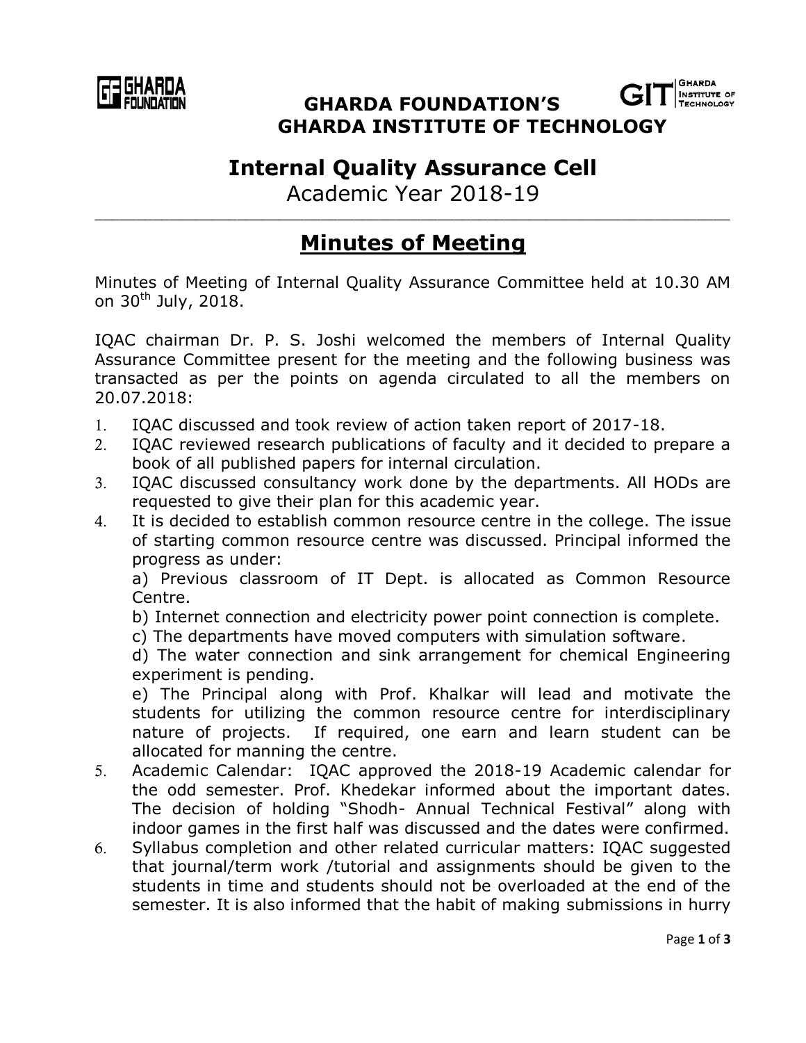**GHARDA FOUNDATION'S**
**GHARDA INSTITUTE OF TECHNOLOGY**

# Internal Quality Assurance Cell

Academic Year 2018-19

---

## Minutes of Meeting

Minutes of Meeting of Internal Quality Assurance Committee held at 10.30 AM on 30th July, 2018.

IQAC chairman Dr. P. S. Joshi welcomed the members of Internal Quality Assurance Committee present for the meeting and the following business was transacted as per the points on agenda circulated to all the members on 20.07.2018:

1. IQAC discussed and took review of action taken report of 2017-18.
2. IQAC reviewed research publications of faculty and it decided to prepare a book of all published papers for internal circulation.
3. IQAC discussed consultancy work done by the departments. All HODs are requested to give their plan for this academic year.
4. It is decided to establish common resource centre in the college. The issue of starting common resource centre was discussed. Principal informed the progress as under:

   a) Previous classroom of IT Dept. is allocated as Common Resource Centre.

   b) Internet connection and electricity power point connection is complete.

   c) The departments have moved computers with simulation software.

   d) The water connection and sink arrangement for chemical Engineering experiment is pending.

   e) The Principal along with Prof. Khalkar will lead and motivate the students for utilizing the common resource centre for interdisciplinary nature of projects. If required, one earn and learn student can be allocated for manning the centre.
5. Academic Calendar: IQAC approved the 2018-19 Academic calendar for the odd semester. Prof. Khedekar informed about the important dates. The decision of holding "Shodh- Annual Technical Festival" along with indoor games in the first half was discussed and the dates were confirmed.
6. Syllabus completion and other related curricular matters: IQAC suggested that journal/term work /tutorial and assignments should be given to the students in time and students should not be overloaded at the end of the semester. It is also informed that the habit of making submissions in hurry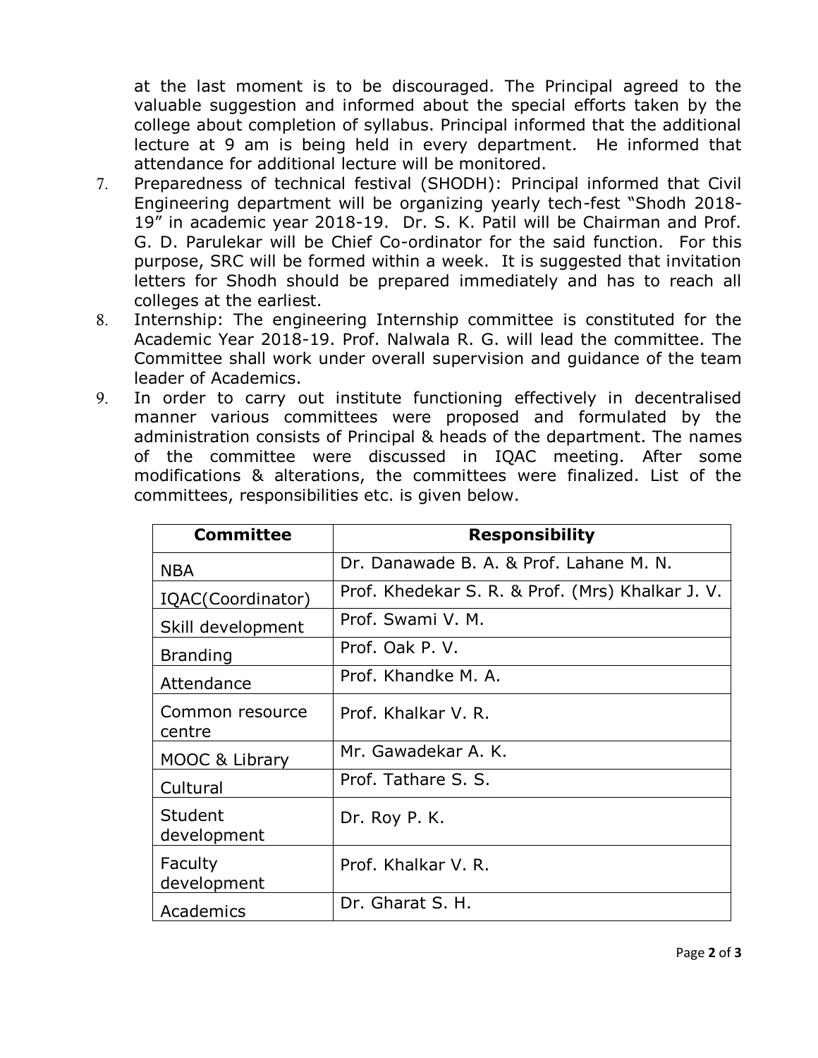at the last moment is to be discouraged. The Principal agreed to the valuable suggestion and informed about the special efforts taken by the college about completion of syllabus. Principal informed that the additional lecture at 9 am is being held in every department. He informed that attendance for additional lecture will be monitored.

7. Preparedness of technical festival (SHODH): Principal informed that Civil Engineering department will be organizing yearly tech-fest "Shodh 2018-19" in academic year 2018-19. Dr. S. K. Patil will be Chairman and Prof. G. D. Parulekar will be Chief Co-ordinator for the said function. For this purpose, SRC will be formed within a week. It is suggested that invitation letters for Shodh should be prepared immediately and has to reach all colleges at the earliest.
8. Internship: The engineering Internship committee is constituted for the Academic Year 2018-19. Prof. Nalwala R. G. will lead the committee. The Committee shall work under overall supervision and guidance of the team leader of Academics.
9. In order to carry out institute functioning effectively in decentralised manner various committees were proposed and formulated by the administration consists of Principal & heads of the department. The names of the committee were discussed in IQAC meeting. After some modifications & alterations, the committees were finalized. List of the committees, responsibilities etc. is given below.

| Committee | Responsibility |
|---|---|
| NBA | Dr. Danawade B. A. & Prof. Lahane M. N. |
| IQAC(Coordinator) | Prof. Khedekar S. R. & Prof. (Mrs) Khalkar J. V. |
| Skill development | Prof. Swami V. M. |
| Branding | Prof. Oak P. V. |
| Attendance | Prof. Khandke M. A. |
| Common resource centre | Prof. Khalkar V. R. |
| MOOC & Library | Mr. Gawadekar A. K. |
| Cultural | Prof. Tathare S. S. |
| Student development | Dr. Roy P. K. |
| Faculty development | Prof. Khalkar V. R. |
| Academics | Dr. Gharat S. H. |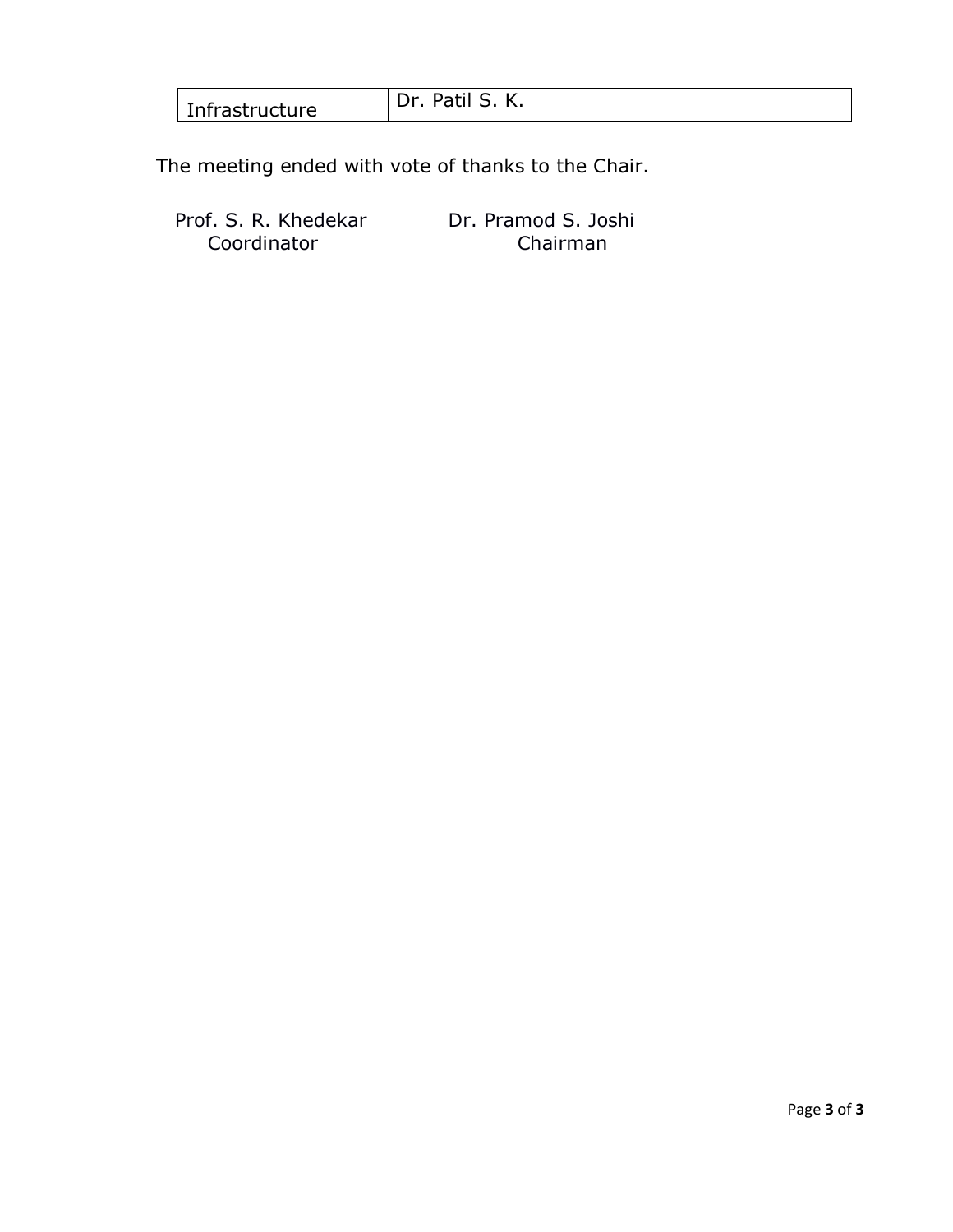| | |
|---|---|
| Infrastructure | Dr. Patil S. K. |

The meeting ended with vote of thanks to the Chair.

Prof. S. R. Khedekar
Coordinator

Dr. Pramod S. Joshi
Chairman